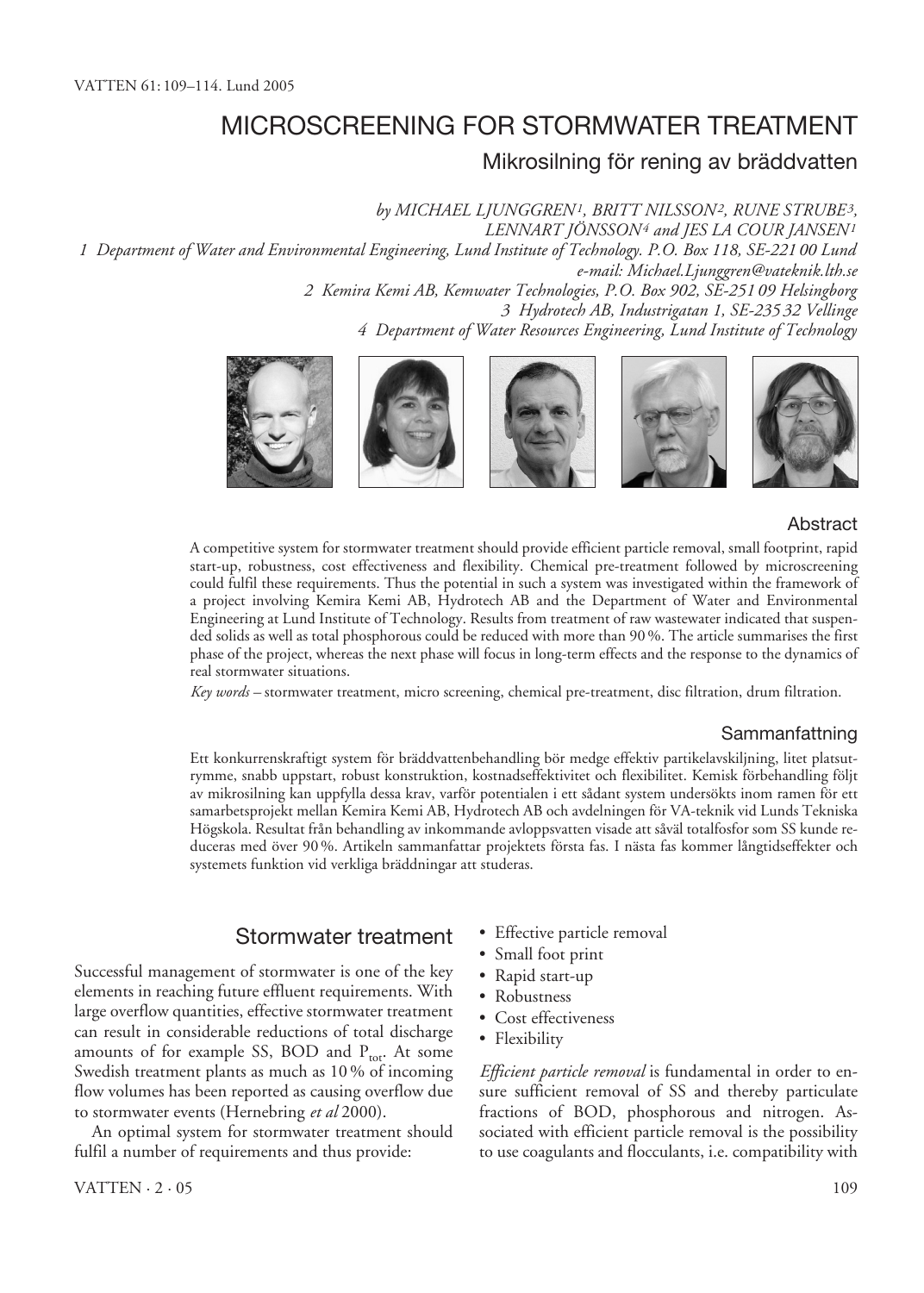# MICROSCREENING FOR STORMWATER TREATMENT

## Mikrosilning för rening av bräddvatten

*by MICHAEL LJUNGGREN[1], BRITT NILSSON[2], RUNE STRUBE[3], LENNART JÖNSSON[4] and JES LA COUR JANSEN[1]*

*1 Department of Water and Environmental Engineering, Lund Institute of Technology. P.O. Box 118, SE-221 00 Lund*
*e-mail: Michael.Ljunggren@vateknik.lth.se*
*2 Kemira Kemi AB, Kemwater Technologies, P.O. Box 902, SE-251 09 Helsingborg*
*3 Hydrotech AB, Industrigatan 1, SE-235 32 Vellinge*
*4 Department of Water Resources Engineering, Lund Institute of Technology*

### Abstract

A competitive system for stormwater treatment should provide efficient particle removal, small footprint, rapid start-up, robustness, cost effectiveness and flexibility. Chemical pre-treatment followed by microscreening could fulfil these requirements. Thus the potential in such a system was investigated within the framework of a project involving Kemira Kemi AB, Hydrotech AB and the Department of Water and Environmental Engineering at Lund Institute of Technology. Results from treatment of raw wastewater indicated that suspended solids as well as total phosphorous could be reduced with more than 90 %. The article summarises the first phase of the project, whereas the next phase will focus in long-term effects and the response to the dynamics of real stormwater situations.

*Key words* – stormwater treatment, micro screening, chemical pre-treatment, disc filtration, drum filtration.

### Sammanfattning

Ett konkurrenskraftigt system för bräddvattenbehandling bör medge effektiv partikelavskiljning, litet platsutrymme, snabb uppstart, robust konstruktion, kostnadseffektivitet och flexibilitet. Kemisk förbehandling följt av mikrosilning kan uppfylla dessa krav, varför potentialen i ett sådant system undersökts inom ramen för ett samarbetsprojekt mellan Kemira Kemi AB, Hydrotech AB och avdelningen för VA-teknik vid Lunds Tekniska Högskola. Resultat från behandling av inkommande avloppsvatten visade att såväl totalfosfor som SS kunde reduceras med över 90 %. Artikeln sammanfattar projektets första fas. I nästa fas kommer långtidseffekter och systemets funktion vid verkliga bräddningar att studeras.

## Stormwater treatment

Successful management of stormwater is one of the key elements in reaching future effluent requirements. With large overflow quantities, effective stormwater treatment can result in considerable reductions of total discharge amounts of for example SS, BOD and $P_{tot}$. At some Swedish treatment plants as much as 10 % of incoming flow volumes has been reported as causing overflow due to stormwater events (Hernebring *et al* 2000).

An optimal system for stormwater treatment should fulfil a number of requirements and thus provide:

- Effective particle removal
- Small foot print
- Rapid start-up
- Robustness
- Cost effectiveness
- Flexibility

*Efficient particle removal* is fundamental in order to ensure sufficient removal of SS and thereby particulate fractions of BOD, phosphorous and nitrogen. Associated with efficient particle removal is the possibility to use coagulants and flocculants, i.e. compatibility with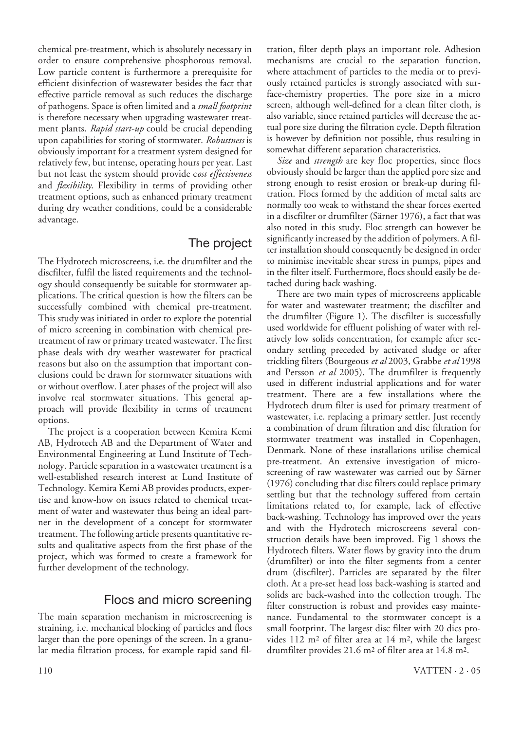chemical pre-treatment, which is absolutely necessary in order to ensure comprehensive phosphorous removal. Low particle content is furthermore a prerequisite for efficient disinfection of wastewater besides the fact that effective particle removal as such reduces the discharge of pathogens. Space is often limited and a *small footprint* is therefore necessary when upgrading wastewater treatment plants. *Rapid start-up* could be crucial depending upon capabilities for storing of stormwater. *Robustness* is obviously important for a treatment system designed for relatively few, but intense, operating hours per year. Last but not least the system should provide c*ost effectiveness* and *flexibility*. Flexibility in terms of providing other treatment options, such as enhanced primary treatment during dry weather conditions, could be a considerable advantage.

## The project

The Hydrotech microscreens, i.e. the drumfilter and the discfilter, fulfil the listed requirements and the technology should consequently be suitable for stormwater applications. The critical question is how the filters can be successfully combined with chemical pre-treatment. This study was initiated in order to explore the potential of micro screening in combination with chemical pretreatment of raw or primary treated wastewater. The first phase deals with dry weather wastewater for practical reasons but also on the assumption that important conclusions could be drawn for stormwater situations with or without overflow. Later phases of the project will also involve real stormwater situations. This general approach will provide flexibility in terms of treatment options.

The project is a cooperation between Kemira Kemi AB, Hydrotech AB and the Department of Water and Environmental Engineering at Lund Institute of Technology. Particle separation in a wastewater treatment is a well-established research interest at Lund Institute of Technology. Kemira Kemi AB provides products, expertise and know-how on issues related to chemical treatment of water and wastewater thus being an ideal partner in the development of a concept for stormwater treatment. The following article presents quantitative results and qualitative aspects from the first phase of the project, which was formed to create a framework for further development of the technology.

## Flocs and micro screening

The main separation mechanism in microscreening is straining, i.e. mechanical blocking of particles and flocs larger than the pore openings of the screen. In a granular media filtration process, for example rapid sand filtration, filter depth plays an important role. Adhesion mechanisms are crucial to the separation function, where attachment of particles to the media or to previously retained particles is strongly associated with surface-chemistry properties. The pore size in a micro screen, although well-defined for a clean filter cloth, is also variable, since retained particles will decrease the actual pore size during the filtration cycle. Depth filtration is however by definition not possible, thus resulting in somewhat different separation characteristics.

*Size* and *strength* are key floc properties, since flocs obviously should be larger than the applied pore size and strong enough to resist erosion or break-up during filtration. Flocs formed by the addition of metal salts are normally too weak to withstand the shear forces exerted in a discfilter or drumfilter (Särner 1976), a fact that was also noted in this study. Floc strength can however be significantly increased by the addition of polymers. A filter installation should consequently be designed in order to minimise inevitable shear stress in pumps, pipes and in the filter itself. Furthermore, flocs should easily be detached during back washing.

There are two main types of microscreens applicable for water and wastewater treatment; the discfilter and the drumfilter (Figure 1). The discfilter is successfully used worldwide for effluent polishing of water with relatively low solids concentration, for example after secondary settling preceded by activated sludge or after trickling filters (Bourgeous *et al* 2003, Grabbe *et al* 1998 and Persson *et al* 2005). The drumfilter is frequently used in different industrial applications and for water treatment. There are a few installations where the Hydrotech drum filter is used for primary treatment of wastewater, i.e. replacing a primary settler. Just recently a combination of drum filtration and disc filtration for stormwater treatment was installed in Copenhagen, Denmark. None of these installations utilise chemical pre-treatment. An extensive investigation of microscreening of raw wastewater was carried out by Särner (1976) concluding that disc filters could replace primary settling but that the technology suffered from certain limitations related to, for example, lack of effective back-washing. Technology has improved over the years and with the Hydrotech microscreens several construction details have been improved. Fig 1 shows the Hydrotech filters. Water flows by gravity into the drum (drumfilter) or into the filter segments from a center drum (discfilter). Particles are separated by the filter cloth. At a pre-set head loss back-washing is started and solids are back-washed into the collection trough. The filter construction is robust and provides easy maintenance. Fundamental to the stormwater concept is a small footprint. The largest disc filter with 20 dics provides 112 $m^2$ of filter area at 14 $m^2$, while the largest drumfilter provides 21.6 $m^2$ of filter area at 14.8 $m^2$.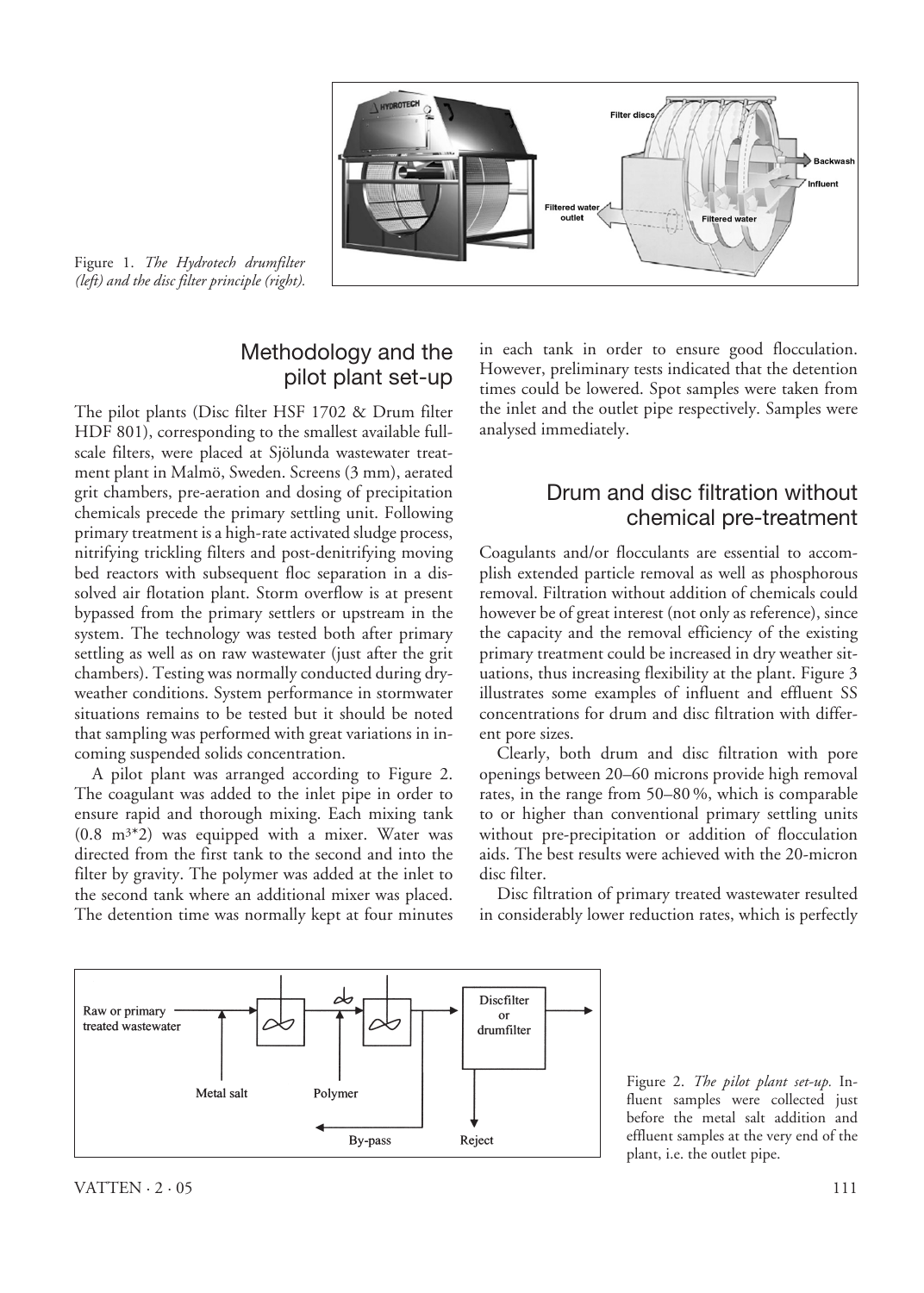Figure 1. *The Hydrotech drumfilter (left) and the disc filter principle (right).*

## Methodology and the pilot plant set-up

The pilot plants (Disc filter HSF 1702 & Drum filter HDF 801), corresponding to the smallest available full-scale filters, were placed at Sjölunda wastewater treatment plant in Malmö, Sweden. Screens (3 mm), aerated grit chambers, pre-aeration and dosing of precipitation chemicals precede the primary settling unit. Following primary treatment is a high-rate activated sludge process, nitrifying trickling filters and post-denitrifying moving bed reactors with subsequent floc separation in a dissolved air flotation plant. Storm overflow is at present bypassed from the primary settlers or upstream in the system. The technology was tested both after primary settling as well as on raw wastewater (just after the grit chambers). Testing was normally conducted during dry-weather conditions. System performance in stormwater situations remains to be tested but it should be noted that sampling was performed with great variations in incoming suspended solids concentration.

A pilot plant was arranged according to Figure 2. The coagulant was added to the inlet pipe in order to ensure rapid and thorough mixing. Each mixing tank ($0.8\ m^3 * 2$) was equipped with a mixer. Water was directed from the first tank to the second and into the filter by gravity. The polymer was added at the inlet to the second tank where an additional mixer was placed. The detention time was normally kept at four minutes in each tank in order to ensure good flocculation. However, preliminary tests indicated that the detention times could be lowered. Spot samples were taken from the inlet and the outlet pipe respectively. Samples were analysed immediately.

## Drum and disc filtration without chemical pre-treatment

Coagulants and/or flocculants are essential to accomplish extended particle removal as well as phosphorous removal. Filtration without addition of chemicals could however be of great interest (not only as reference), since the capacity and the removal efficiency of the existing primary treatment could be increased in dry weather situations, thus increasing flexibility at the plant. Figure 3 illustrates some examples of influent and effluent SS concentrations for drum and disc filtration with different pore sizes.

Clearly, both drum and disc filtration with pore openings between 20–60 microns provide high removal rates, in the range from 50–80 %, which is comparable to or higher than conventional primary settling units without pre-precipitation or addition of flocculation aids. The best results were achieved with the 20-micron disc filter.

Disc filtration of primary treated wastewater resulted in considerably lower reduction rates, which is perfectly

Figure 2. *The pilot plant set-up.* Influent samples were collected just before the metal salt addition and effluent samples at the very end of the plant, i.e. the outlet pipe.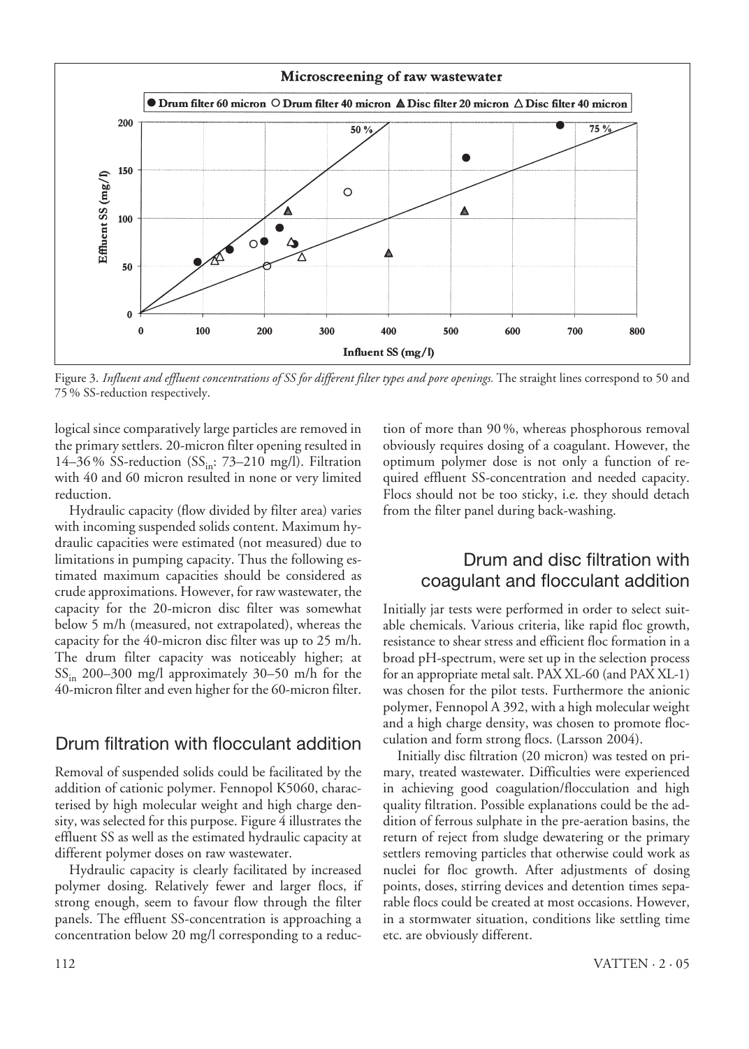Figure 3. *Influent and effluent concentrations of SS for different filter types and pore openings.* The straight lines correspond to 50 and 75 % SS-reduction respectively.

logical since comparatively large particles are removed in the primary settlers. 20-micron filter opening resulted in 14–36 % SS-reduction ($SS_{in}$: 73–210 mg/l). Filtration with 40 and 60 micron resulted in none or very limited reduction.

Hydraulic capacity (flow divided by filter area) varies with incoming suspended solids content. Maximum hydraulic capacities were estimated (not measured) due to limitations in pumping capacity. Thus the following estimated maximum capacities should be considered as crude approximations. However, for raw wastewater, the capacity for the 20-micron disc filter was somewhat below 5 m/h (measured, not extrapolated), whereas the capacity for the 40-micron disc filter was up to 25 m/h. The drum filter capacity was noticeably higher; at $SS_{in}$ 200–300 mg/l approximately 30–50 m/h for the 40-micron filter and even higher for the 60-micron filter.

## Drum filtration with flocculant addition

Removal of suspended solids could be facilitated by the addition of cationic polymer. Fennopol K5060, characterised by high molecular weight and high charge density, was selected for this purpose. Figure 4 illustrates the effluent SS as well as the estimated hydraulic capacity at different polymer doses on raw wastewater.

Hydraulic capacity is clearly facilitated by increased polymer dosing. Relatively fewer and larger flocs, if strong enough, seem to favour flow through the filter panels. The effluent SS-concentration is approaching a concentration below 20 mg/l corresponding to a reduction of more than 90 %, whereas phosphorous removal obviously requires dosing of a coagulant. However, the optimum polymer dose is not only a function of required effluent SS-concentration and needed capacity. Flocs should not be too sticky, i.e. they should detach from the filter panel during back-washing.

## Drum and disc filtration with coagulant and flocculant addition

Initially jar tests were performed in order to select suitable chemicals. Various criteria, like rapid floc growth, resistance to shear stress and efficient floc formation in a broad pH-spectrum, were set up in the selection process for an appropriate metal salt. PAX XL-60 (and PAX XL-1) was chosen for the pilot tests. Furthermore the anionic polymer, Fennopol A 392, with a high molecular weight and a high charge density, was chosen to promote flocculation and form strong flocs. (Larsson 2004).

Initially disc filtration (20 micron) was tested on primary, treated wastewater. Difficulties were experienced in achieving good coagulation/flocculation and high quality filtration. Possible explanations could be the addition of ferrous sulphate in the pre-aeration basins, the return of reject from sludge dewatering or the primary settlers removing particles that otherwise could work as nuclei for floc growth. After adjustments of dosing points, doses, stirring devices and detention times separable flocs could be created at most occasions. However, in a stormwater situation, conditions like settling time etc. are obviously different.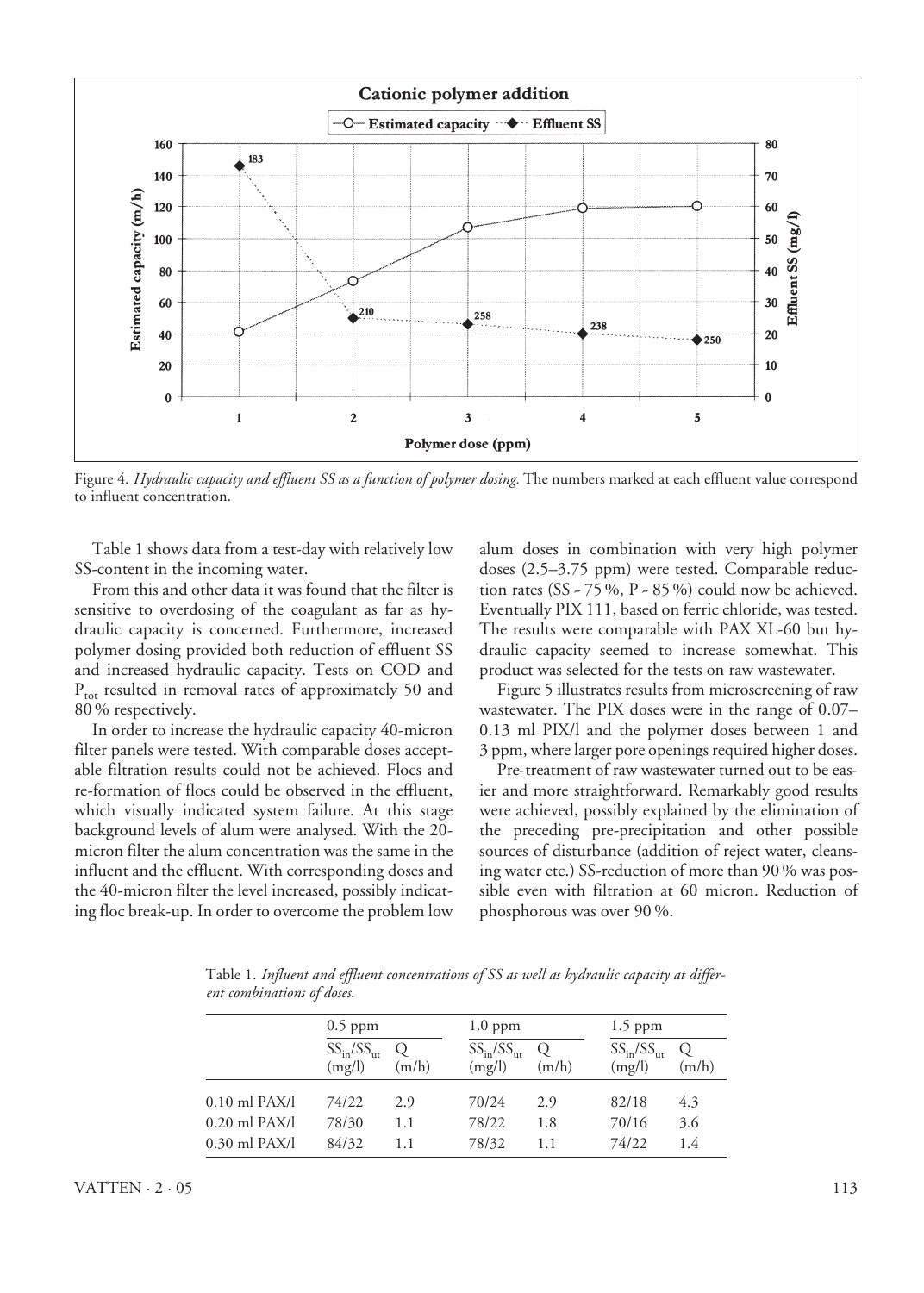Figure 4. *Hydraulic capacity and effluent SS as a function of polymer dosing.* The numbers marked at each effluent value correspond to influent concentration.

Table 1 shows data from a test-day with relatively low SS-content in the incoming water.

From this and other data it was found that the filter is sensitive to overdosing of the coagulant as far as hydraulic capacity is concerned. Furthermore, increased polymer dosing provided both reduction of effluent SS and increased hydraulic capacity. Tests on COD and $P_{tot}$ resulted in removal rates of approximately 50 and 80 % respectively.

In order to increase the hydraulic capacity 40-micron filter panels were tested. With comparable doses acceptable filtration results could not be achieved. Flocs and re-formation of flocs could be observed in the effluent, which visually indicated system failure. At this stage background levels of alum were analysed. With the 20-micron filter the alum concentration was the same in the influent and the effluent. With corresponding doses and the 40-micron filter the level increased, possibly indicating floc break-up. In order to overcome the problem low alum doses in combination with very high polymer doses (2.5–3.75 ppm) were tested. Comparable reduction rates (SS ~ 75 %, P ~ 85 %) could now be achieved. Eventually PIX 111, based on ferric chloride, was tested. The results were comparable with PAX XL-60 but hydraulic capacity seemed to increase somewhat. This product was selected for the tests on raw wastewater.

Figure 5 illustrates results from microscreening of raw wastewater. The PIX doses were in the range of 0.07–0.13 ml PIX/l and the polymer doses between 1 and 3 ppm, where larger pore openings required higher doses.

Pre-treatment of raw wastewater turned out to be easier and more straightforward. Remarkably good results were achieved, possibly explained by the elimination of the preceding pre-precipitation and other possible sources of disturbance (addition of reject water, cleansing water etc.) SS-reduction of more than 90 % was possible even with filtration at 60 micron. Reduction of phosphorous was over 90 %.

Table 1. *Influent and effluent concentrations of SS as well as hydraulic capacity at different combinations of doses.*

| | 0.5 ppm | | 1.0 ppm | | 1.5 ppm | |
|---|---|---|---|---|---|---|
| | $SS_{in}/SS_{ut}$ (mg/l) | Q (m/h) | $SS_{in}/SS_{ut}$ (mg/l) | Q (m/h) | $SS_{in}/SS_{ut}$ (mg/l) | Q (m/h) |
| 0.10 ml PAX/l | 74/22 | 2.9 | 70/24 | 2.9 | 82/18 | 4.3 |
| 0.20 ml PAX/l | 78/30 | 1.1 | 78/22 | 1.8 | 70/16 | 3.6 |
| 0.30 ml PAX/l | 84/32 | 1.1 | 78/32 | 1.1 | 74/22 | 1.4 |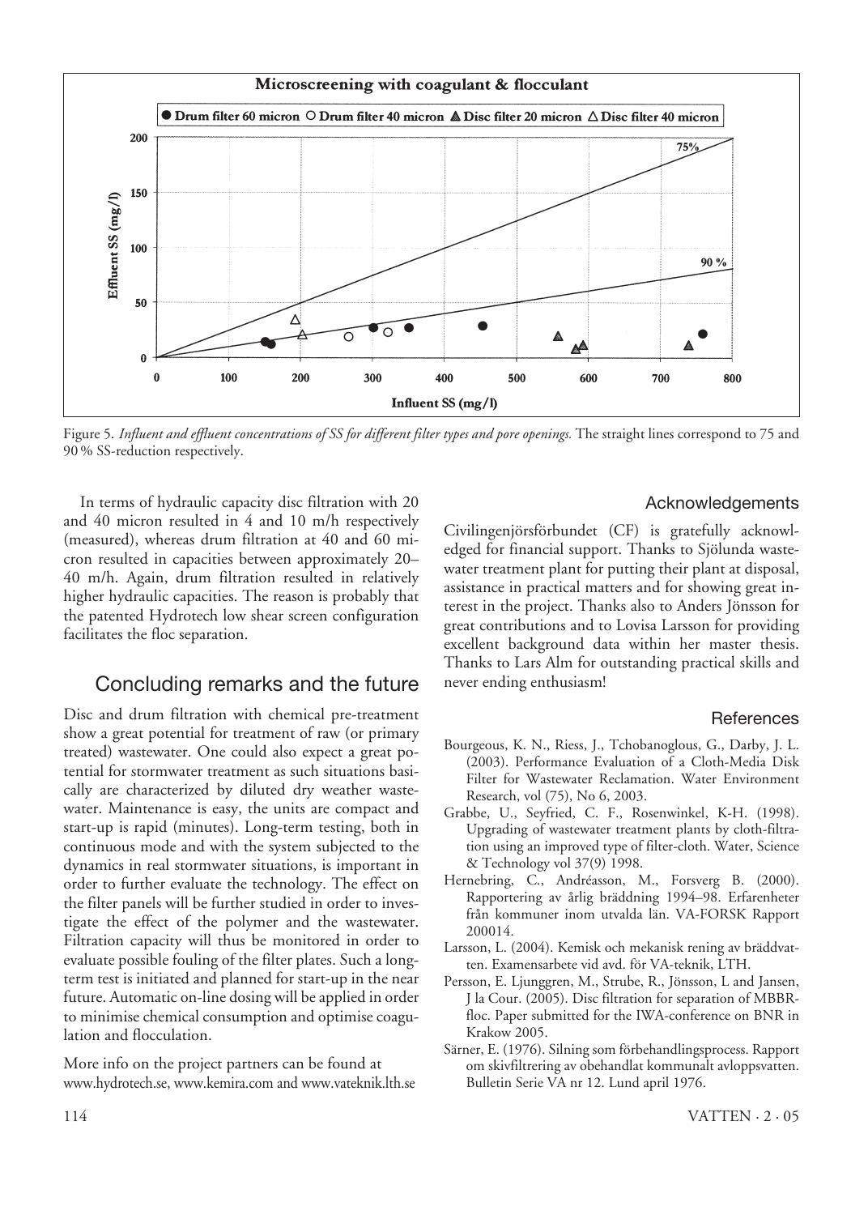Microscreening with coagulant & flocculant

● Drum filter 60 micron ○ Drum filter 40 micron ▲ Disc filter 20 micron △ Disc filter 40 micron

Effluent SS (mg/l)

Influent SS (mg/l)

200
150
100
50
0

0 100 200 300 400 500 600 700 800

75%

90 %

Figure 5. *Influent and effluent concentrations of SS for different filter types and pore openings.* The straight lines correspond to 75 and 90 % SS-reduction respectively.

In terms of hydraulic capacity disc filtration with 20 and 40 micron resulted in 4 and 10 m/h respectively (measured), whereas drum filtration at 40 and 60 micron resulted in capacities between approximately 20–40 m/h. Again, drum filtration resulted in relatively higher hydraulic capacities. The reason is probably that the patented Hydrotech low shear screen configuration facilitates the floc separation.

## Concluding remarks and the future

Disc and drum filtration with chemical pre-treatment show a great potential for treatment of raw (or primary treated) wastewater. One could also expect a great potential for stormwater treatment as such situations basically are characterized by diluted dry weather wastewater. Maintenance is easy, the units are compact and start-up is rapid (minutes). Long-term testing, both in continuous mode and with the system subjected to the dynamics in real stormwater situations, is important in order to further evaluate the technology. The effect on the filter panels will be further studied in order to investigate the effect of the polymer and the wastewater. Filtration capacity will thus be monitored in order to evaluate possible fouling of the filter plates. Such a long-term test is initiated and planned for start-up in the near future. Automatic on-line dosing will be applied in order to minimise chemical consumption and optimise coagulation and flocculation.

More info on the project partners can be found at www.hydrotech.se, www.kemira.com and www.vateknik.lth.se

## Acknowledgements

Civilingenjörsförbundet (CF) is gratefully acknowledged for financial support. Thanks to Sjölunda wastewater treatment plant for putting their plant at disposal, assistance in practical matters and for showing great interest in the project. Thanks also to Anders Jönsson for great contributions and to Lovisa Larsson for providing excellent background data within her master thesis. Thanks to Lars Alm for outstanding practical skills and never ending enthusiasm!

## References

Bourgeous, K. N., Riess, J., Tchobanoglous, G., Darby, J. L. (2003). Performance Evaluation of a Cloth-Media Disk Filter for Wastewater Reclamation. Water Environment Research, vol (75), No 6, 2003.

Grabbe, U., Seyfried, C. F., Rosenwinkel, K-H. (1998). Upgrading of wastewater treatment plants by cloth-filtration using an improved type of filter-cloth. Water, Science & Technology vol 37(9) 1998.

Hernebring, C., Andréasson, M., Forsverg B. (2000). Rapportering av årlig bräddning 1994–98. Erfarenheter från kommuner inom utvalda län. VA-FORSK Rapport 200014.

Larsson, L. (2004). Kemisk och mekanisk rening av bräddvatten. Examensarbete vid avd. för VA-teknik, LTH.

Persson, E. Ljunggren, M., Strube, R., Jönsson, L and Jansen, J la Cour. (2005). Disc filtration for separation of MBBR-floc. Paper submitted for the IWA-conference on BNR in Krakow 2005.

Särner, E. (1976). Silning som förbehandlingsprocess. Rapport om skivfiltrering av obehandlat kommunalt avloppsvatten. Bulletin Serie VA nr 12. Lund april 1976.